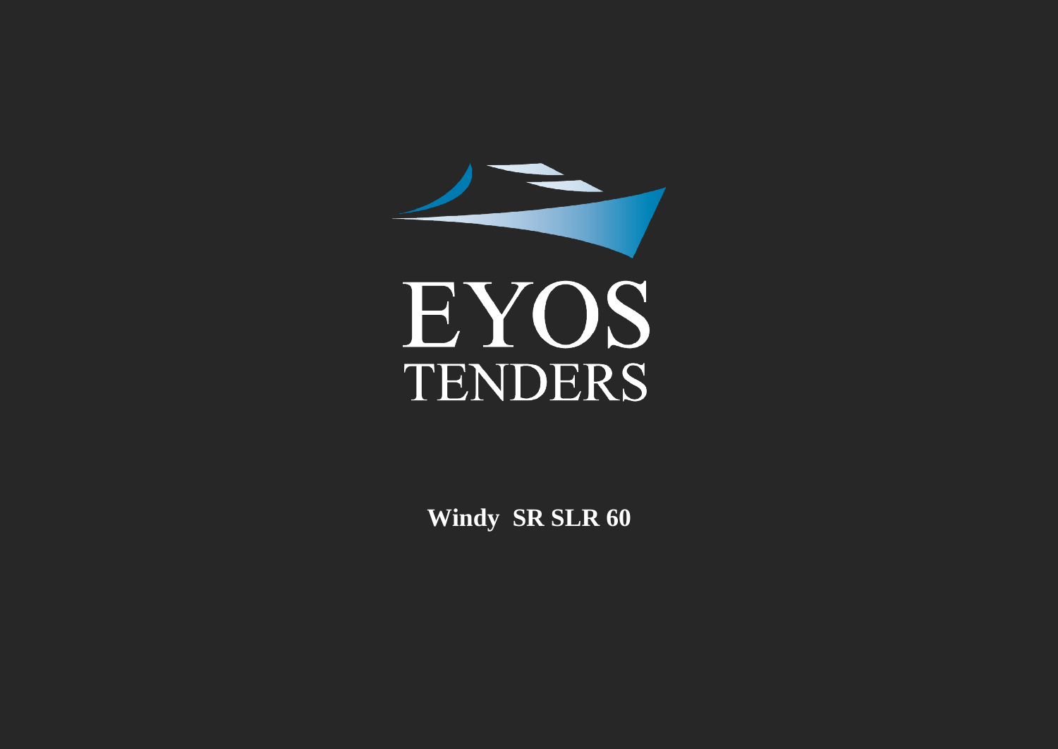EYOS

TENDERS

**Windy SR SLR 60**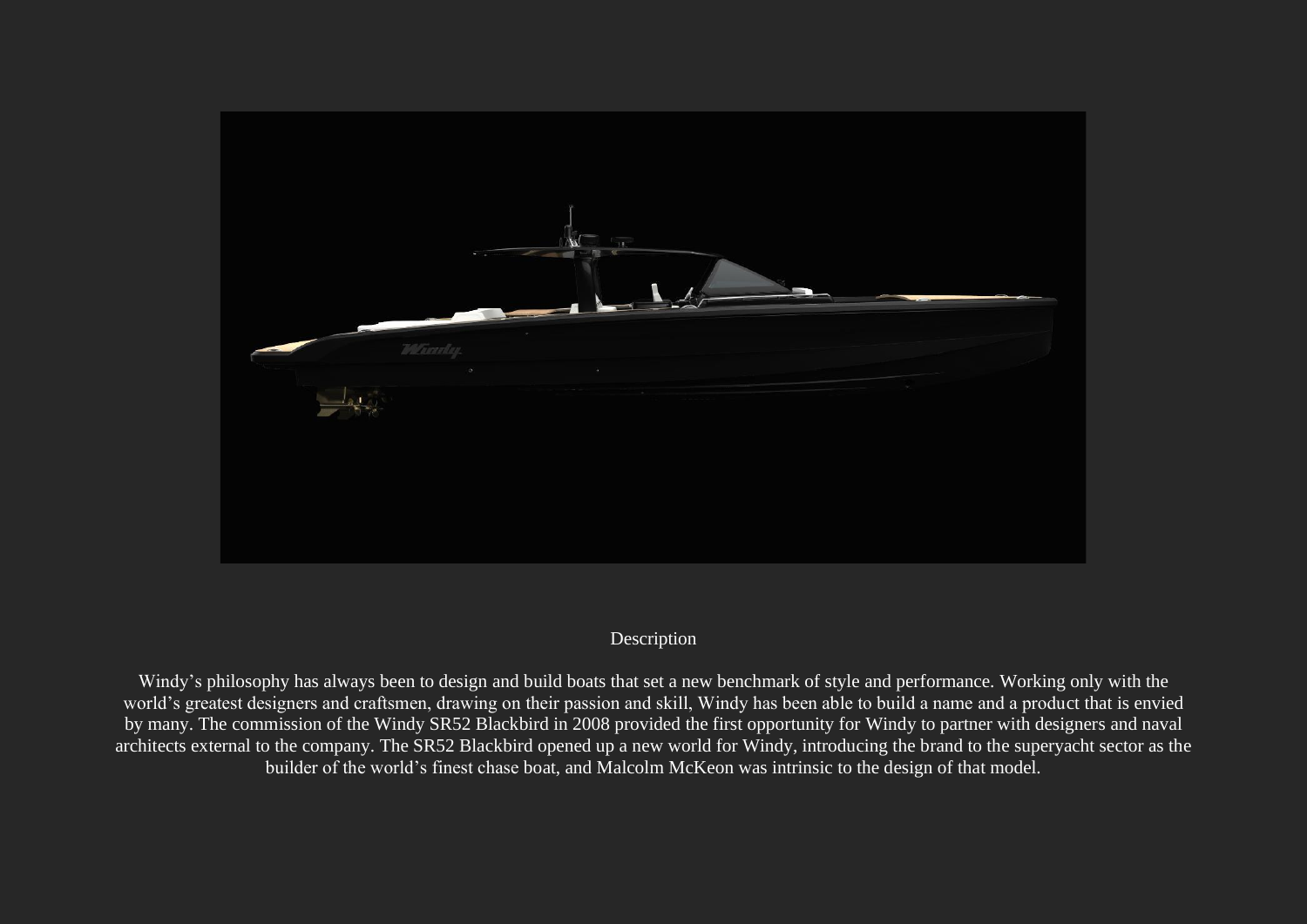## Description

Windy's philosophy has always been to design and build boats that set a new benchmark of style and performance. Working only with the world's greatest designers and craftsmen, drawing on their passion and skill, Windy has been able to build a name and a product that is envied by many. The commission of the Windy SR52 Blackbird in 2008 provided the first opportunity for Windy to partner with designers and naval architects external to the company. The SR52 Blackbird opened up a new world for Windy, introducing the brand to the superyacht sector as the builder of the world's finest chase boat, and Malcolm McKeon was intrinsic to the design of that model.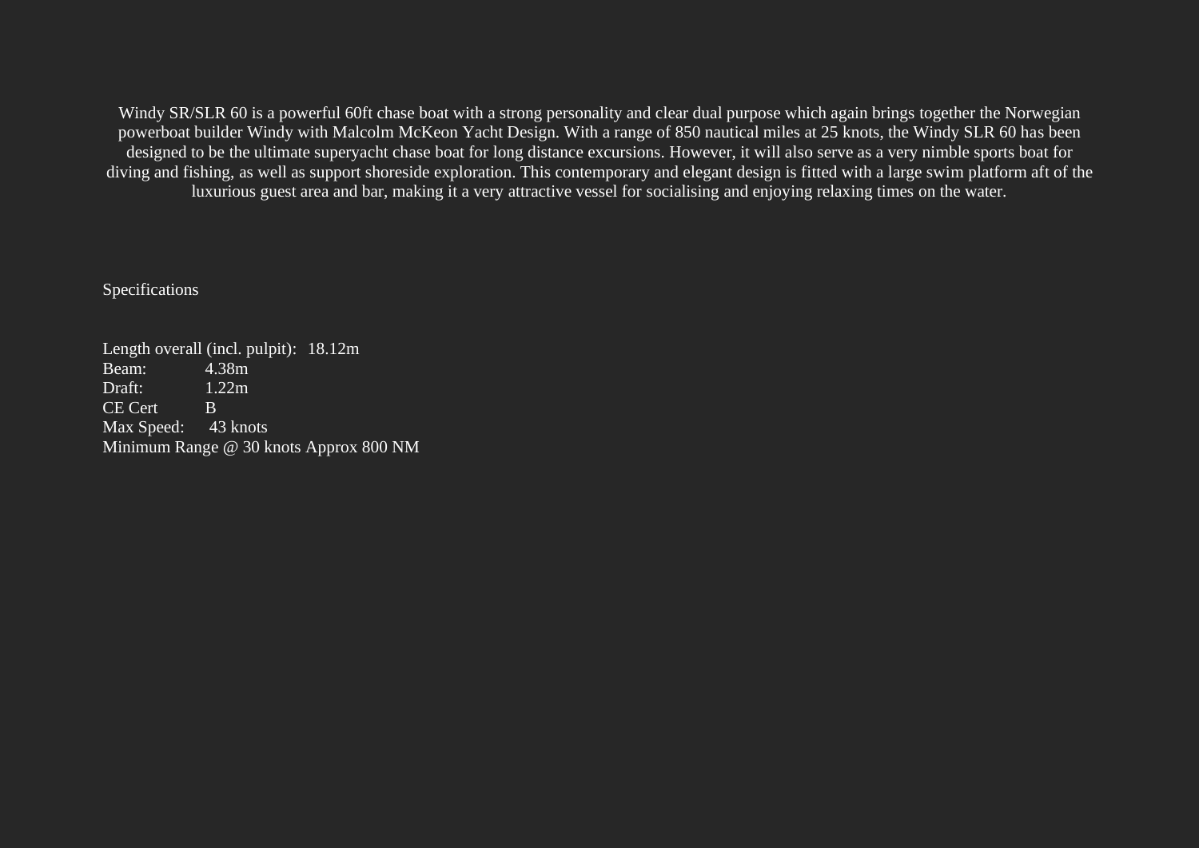Windy SR/SLR 60 is a powerful 60ft chase boat with a strong personality and clear dual purpose which again brings together the Norwegian powerboat builder Windy with Malcolm McKeon Yacht Design. With a range of 850 nautical miles at 25 knots, the Windy SLR 60 has been designed to be the ultimate superyacht chase boat for long distance excursions. However, it will also serve as a very nimble sports boat for diving and fishing, as well as support shoreside exploration. This contemporary and elegant design is fitted with a large swim platform aft of the luxurious guest area and bar, making it a very attractive vessel for socialising and enjoying relaxing times on the water.

## Specifications

Length overall (incl. pulpit): 18.12m
Beam: 4.38m
Draft: 1.22m
CE Cert B
Max Speed: 43 knots
Minimum Range @ 30 knots Approx 800 NM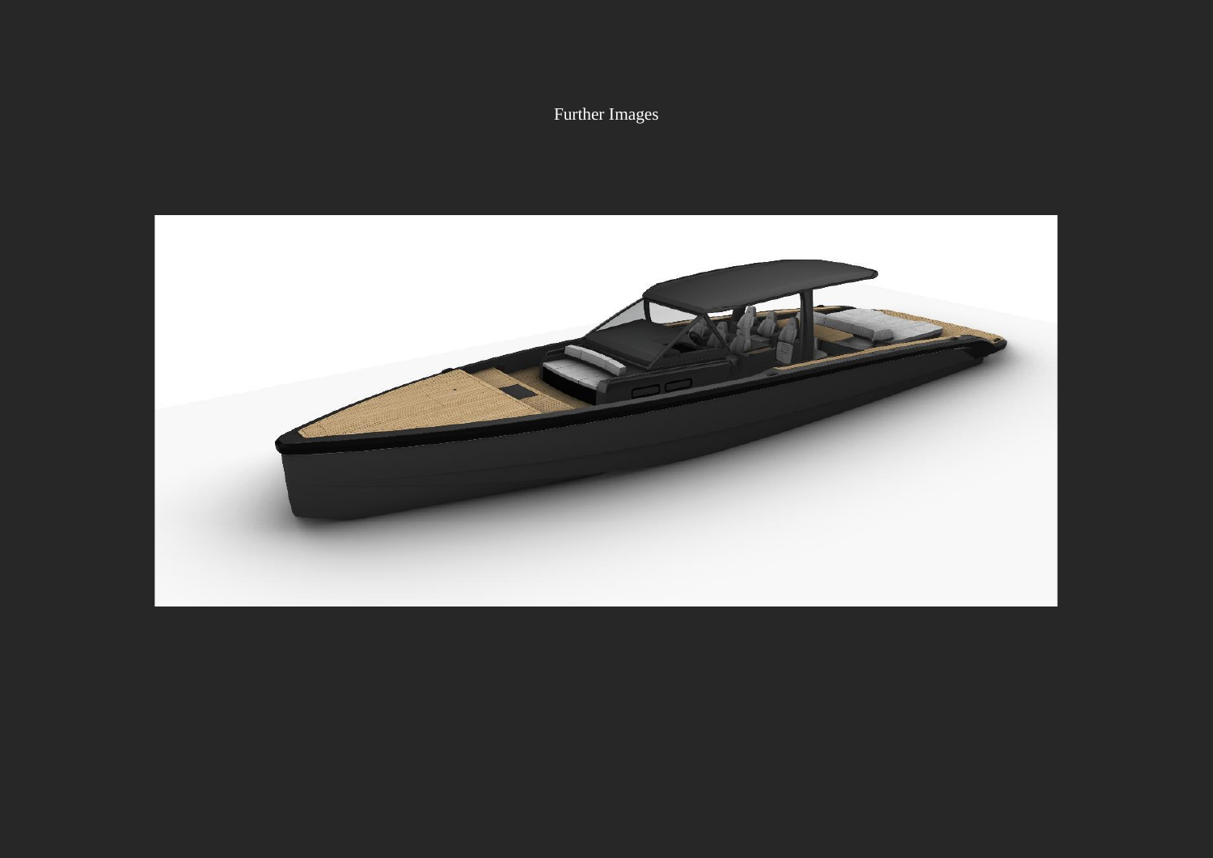Further Images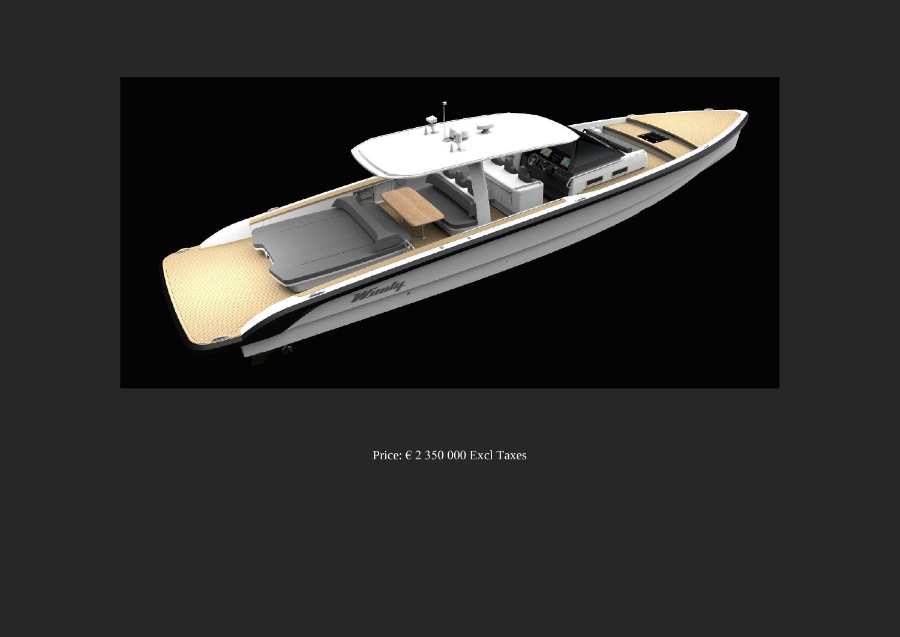Price: € 2 350 000 Excl Taxes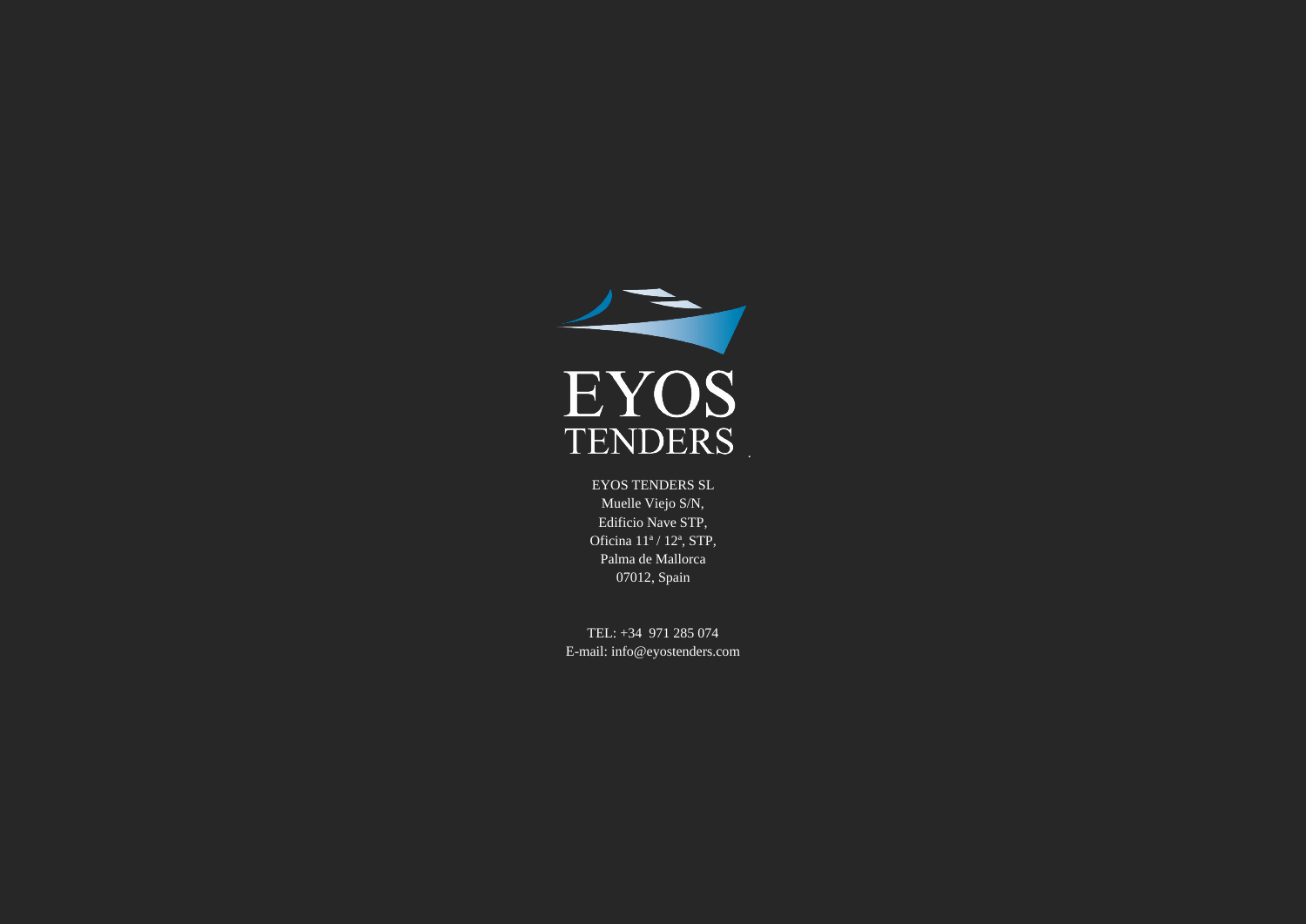EYOS
TENDERS

EYOS TENDERS SL
Muelle Viejo S/N,
Edificio Nave STP,
Oficina 11ª / 12ª, STP,
Palma de Mallorca
07012, Spain

TEL: +34 971 285 074
E-mail: info@eyostenders.com